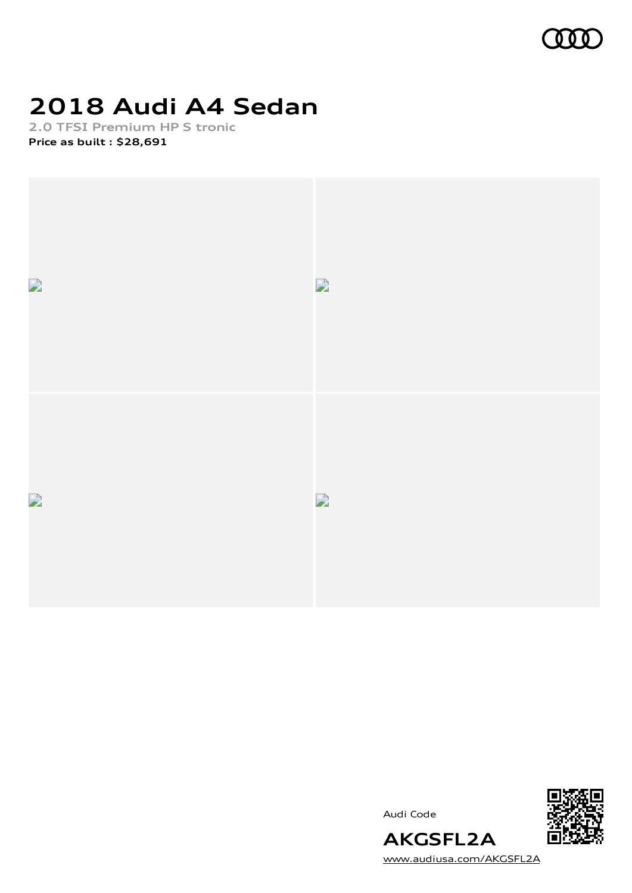# 2018 Audi A4 Sedan

**2.0 TFSI Premium HP S tronic**

**Price as built : $28,691**

Audi Code

**AKGSFL2A**

www.audiusa.com/AKGSFL2A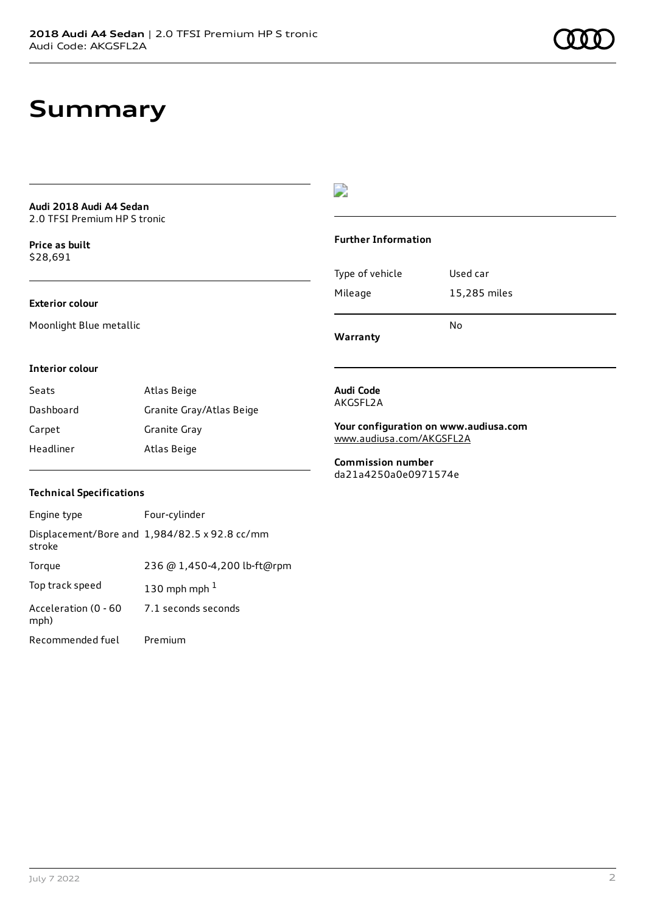# Summary

**Audi 2018 Audi A4 Sedan**
2.0 TFSI Premium HP S tronic

**Price as built**
$28,691

**Exterior colour**

Moonlight Blue metallic

**Interior colour**

| Seats | Atlas Beige |
| --- | --- |
| Dashboard | Granite Gray/Atlas Beige |
| Carpet | Granite Gray |
| Headliner | Atlas Beige |

**Technical Specifications**

| Engine type | Four-cylinder |
| --- | --- |
| Displacement/Bore and stroke | 1,984/82.5 x 92.8 cc/mm |
| Torque | 236 @ 1,450-4,200 lb-ft@rpm |
| Top track speed | 130 mph mph [1] |
| Acceleration (0 - 60 mph) | 7.1 seconds seconds |
| Recommended fuel | Premium |

**Further Information**

| Type of vehicle | Used car |
| --- | --- |
| Mileage | 15,285 miles |
| **Warranty** | No |

**Audi Code**
AKGSFL2A

**Your configuration on www.audiusa.com**
www.audiusa.com/AKGSFL2A

**Commission number**
da21a4250a0e0971574e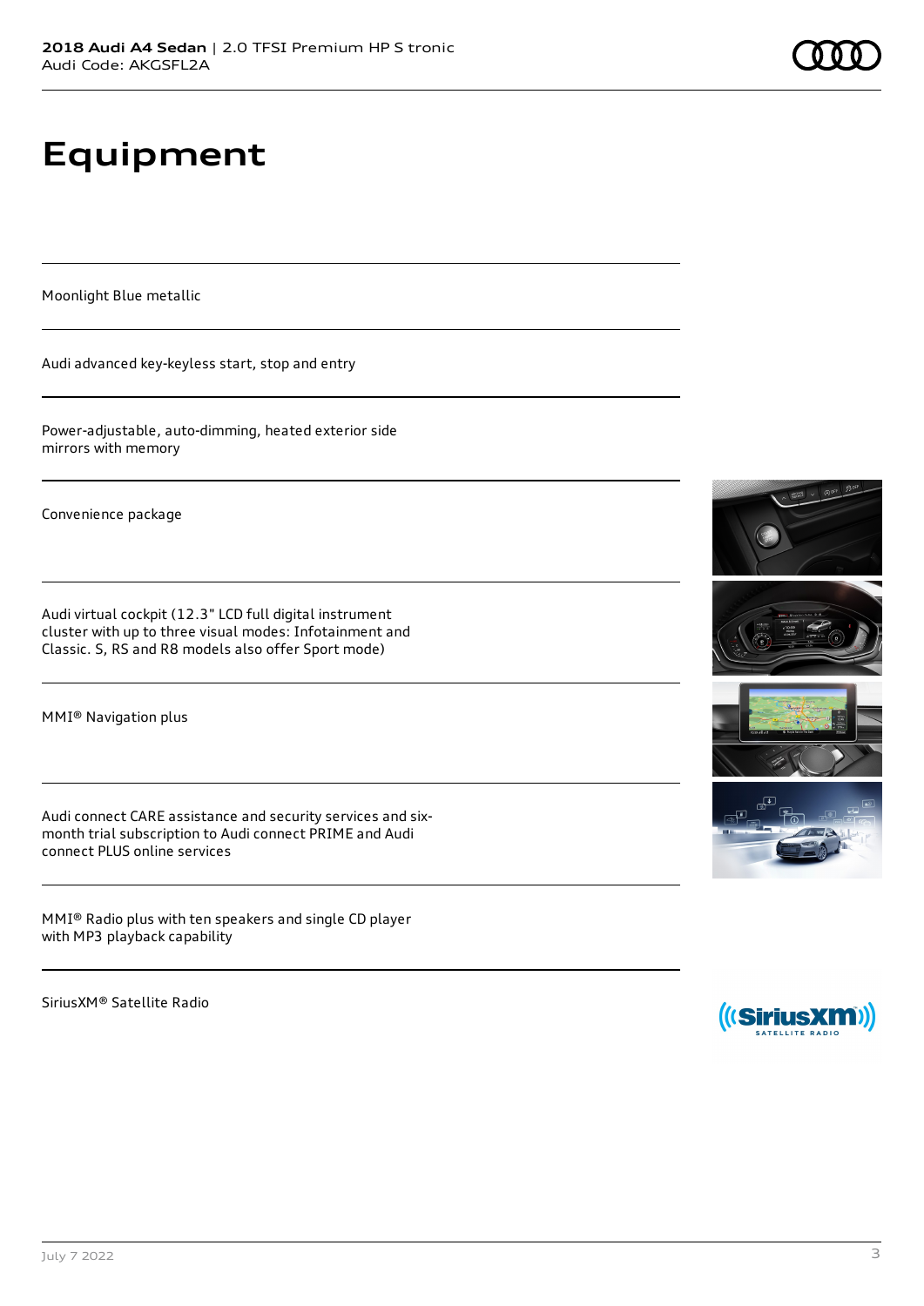# Equipment

Moonlight Blue metallic

Audi advanced key-keyless start, stop and entry

Power-adjustable, auto-dimming, heated exterior side mirrors with memory

Convenience package

Audi virtual cockpit (12.3" LCD full digital instrument cluster with up to three visual modes: Infotainment and Classic. S, RS and R8 models also offer Sport mode)

MMI® Navigation plus

Audi connect CARE assistance and security services and six-month trial subscription to Audi connect PRIME and Audi connect PLUS online services

MMI® Radio plus with ten speakers and single CD player with MP3 playback capability

SiriusXM® Satellite Radio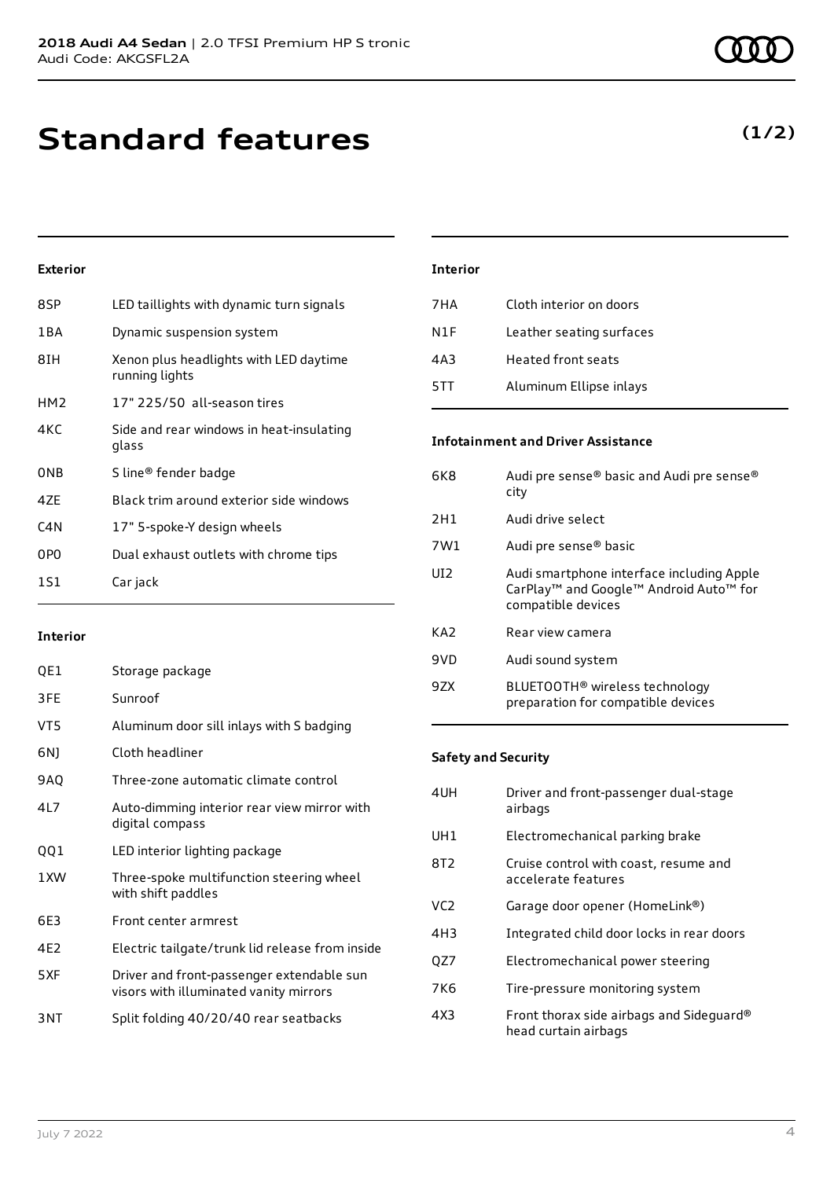# Standard features

**(1/2)**

### Exterior

| | |
|---|---|
| 8SP | LED taillights with dynamic turn signals |
| 1BA | Dynamic suspension system |
| 8IH | Xenon plus headlights with LED daytime running lights |
| HM2 | 17" 225/50 all-season tires |
| 4KC | Side and rear windows in heat-insulating glass |
| 0NB | S line® fender badge |
| 4ZE | Black trim around exterior side windows |
| C4N | 17" 5-spoke-Y design wheels |
| 0P0 | Dual exhaust outlets with chrome tips |
| 1S1 | Car jack |

### Interior

| | |
|---|---|
| QE1 | Storage package |
| 3FE | Sunroof |
| VT5 | Aluminum door sill inlays with S badging |
| 6NJ | Cloth headliner |
| 9AQ | Three-zone automatic climate control |
| 4L7 | Auto-dimming interior rear view mirror with digital compass |
| QQ1 | LED interior lighting package |
| 1XW | Three-spoke multifunction steering wheel with shift paddles |
| 6E3 | Front center armrest |
| 4E2 | Electric tailgate/trunk lid release from inside |
| 5XF | Driver and front-passenger extendable sun visors with illuminated vanity mirrors |
| 3NT | Split folding 40/20/40 rear seatbacks |

### Interior

| | |
|---|---|
| 7HA | Cloth interior on doors |
| N1F | Leather seating surfaces |
| 4A3 | Heated front seats |
| 5TT | Aluminum Ellipse inlays |

### Infotainment and Driver Assistance

| | |
|---|---|
| 6K8 | Audi pre sense® basic and Audi pre sense® city |
| 2H1 | Audi drive select |
| 7W1 | Audi pre sense® basic |
| UI2 | Audi smartphone interface including Apple CarPlay™ and Google™ Android Auto™ for compatible devices |
| KA2 | Rear view camera |
| 9VD | Audi sound system |
| 9ZX | BLUETOOTH® wireless technology preparation for compatible devices |

### Safety and Security

| | |
|---|---|
| 4UH | Driver and front-passenger dual-stage airbags |
| UH1 | Electromechanical parking brake |
| 8T2 | Cruise control with coast, resume and accelerate features |
| VC2 | Garage door opener (HomeLink®) |
| 4H3 | Integrated child door locks in rear doors |
| QZ7 | Electromechanical power steering |
| 7K6 | Tire-pressure monitoring system |
| 4X3 | Front thorax side airbags and Sideguard® head curtain airbags |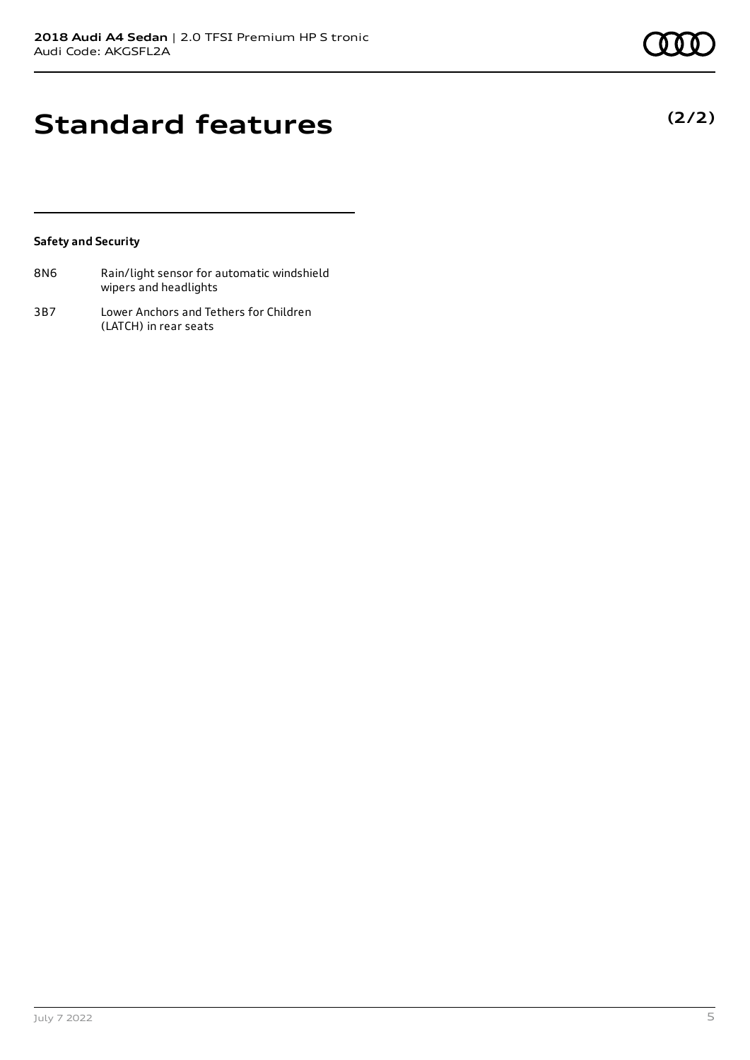# Standard features

**(2/2)**

**Safety and Security**

| | |
|---|---|
| 8N6 | Rain/light sensor for automatic windshield wipers and headlights |
| 3B7 | Lower Anchors and Tethers for Children (LATCH) in rear seats |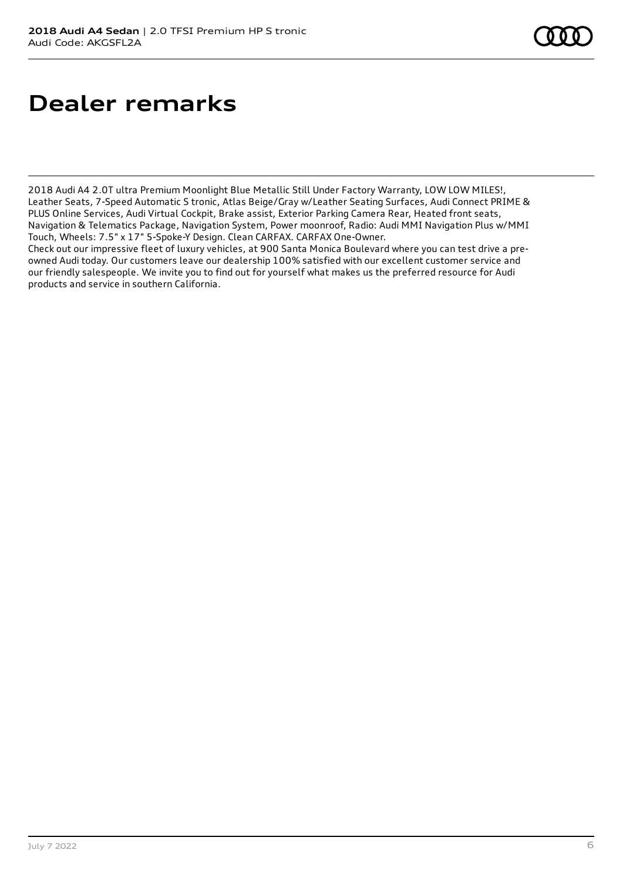# Dealer remarks

2018 Audi A4 2.0T ultra Premium Moonlight Blue Metallic Still Under Factory Warranty, LOW LOW MILES!, Leather Seats, 7-Speed Automatic S tronic, Atlas Beige/Gray w/Leather Seating Surfaces, Audi Connect PRIME & PLUS Online Services, Audi Virtual Cockpit, Brake assist, Exterior Parking Camera Rear, Heated front seats, Navigation & Telematics Package, Navigation System, Power moonroof, Radio: Audi MMI Navigation Plus w/MMI Touch, Wheels: 7.5" x 17" 5-Spoke-Y Design. Clean CARFAX. CARFAX One-Owner.
Check out our impressive fleet of luxury vehicles, at 900 Santa Monica Boulevard where you can test drive a pre-owned Audi today. Our customers leave our dealership 100% satisfied with our excellent customer service and our friendly salespeople. We invite you to find out for yourself what makes us the preferred resource for Audi products and service in southern California.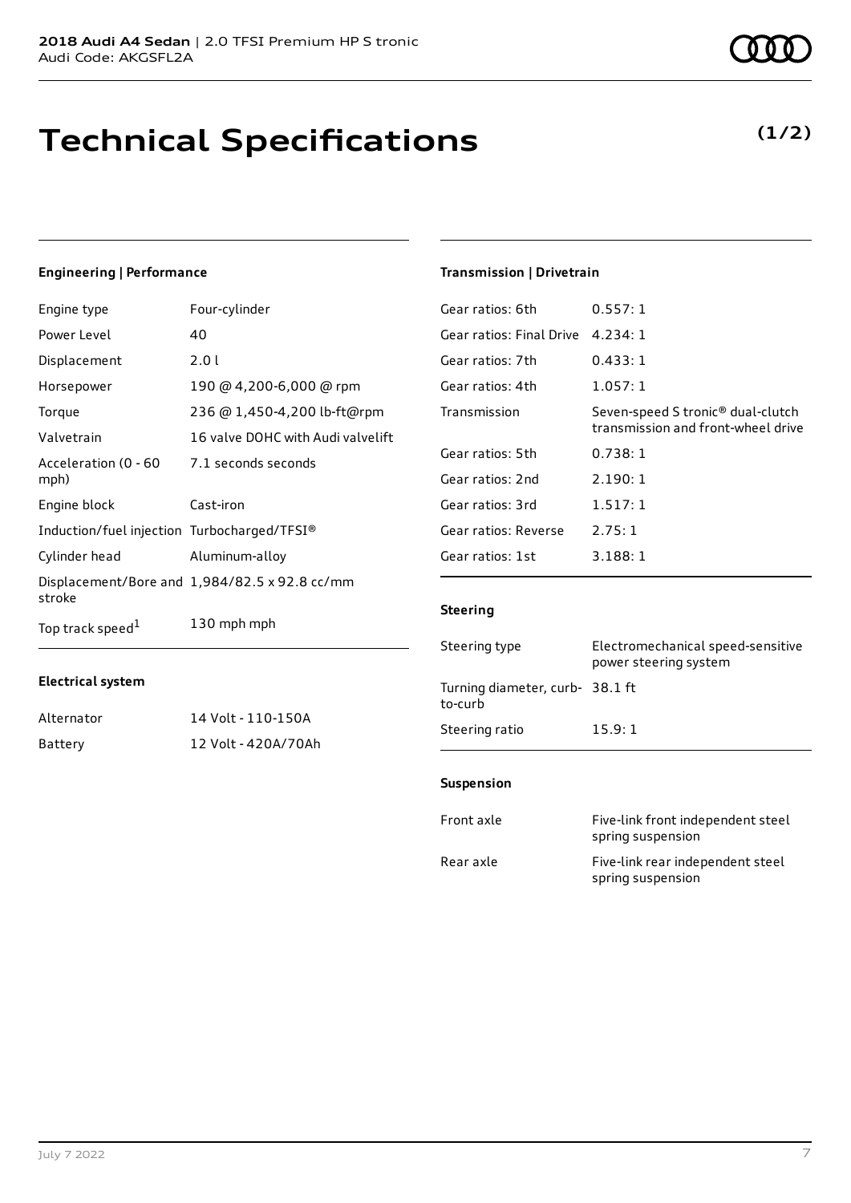# Technical Specifications

**(1/2)**

### Engineering | Performance

| | |
|---|---|
| Engine type | Four-cylinder |
| Power Level | 40 |
| Displacement | 2.0 l |
| Horsepower | 190 @ 4,200-6,000 @ rpm |
| Torque | 236 @ 1,450-4,200 lb-ft@rpm |
| Valvetrain | 16 valve DOHC with Audi valvelift |
| Acceleration (0 - 60 mph) | 7.1 seconds seconds |
| Engine block | Cast-iron |
| Induction/fuel injection | Turbocharged/TFSI® |
| Cylinder head | Aluminum-alloy |
| Displacement/Bore and stroke | 1,984/82.5 x 92.8 cc/mm |
| Top track speed[1] | 130 mph mph |

### Electrical system

| | |
|---|---|
| Alternator | 14 Volt - 110-150A |
| Battery | 12 Volt - 420A/70Ah |

### Transmission | Drivetrain

| | |
|---|---|
| Gear ratios: 6th | 0.557: 1 |
| Gear ratios: Final Drive | 4.234: 1 |
| Gear ratios: 7th | 0.433: 1 |
| Gear ratios: 4th | 1.057: 1 |
| Transmission | Seven-speed S tronic® dual-clutch transmission and front-wheel drive |
| Gear ratios: 5th | 0.738: 1 |
| Gear ratios: 2nd | 2.190: 1 |
| Gear ratios: 3rd | 1.517: 1 |
| Gear ratios: Reverse | 2.75: 1 |
| Gear ratios: 1st | 3.188: 1 |

### Steering

| | |
|---|---|
| Steering type | Electromechanical speed-sensitive power steering system |
| Turning diameter, curb-to-curb | 38.1 ft |
| Steering ratio | 15.9: 1 |

### Suspension

| | |
|---|---|
| Front axle | Five-link front independent steel spring suspension |
| Rear axle | Five-link rear independent steel spring suspension |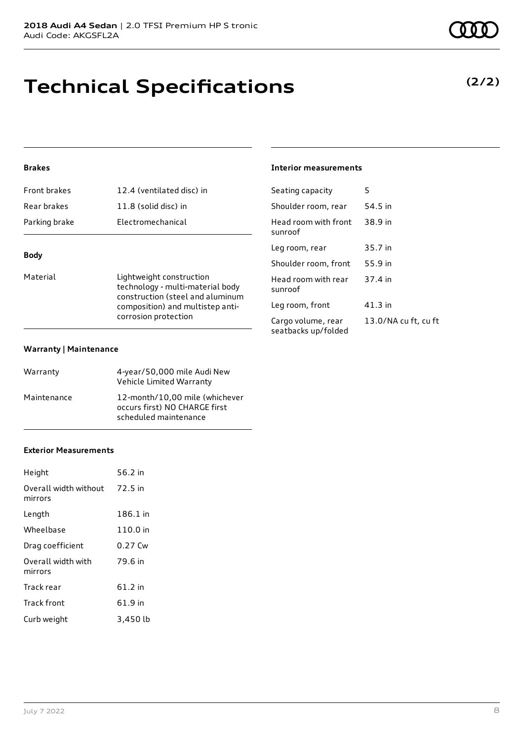# Technical Specifications

**(2/2)**

### Brakes

| | |
|---|---|
| Front brakes | 12.4 (ventilated disc) in |
| Rear brakes | 11.8 (solid disc) in |
| Parking brake | Electromechanical |

### Body

| | |
|---|---|
| Material | Lightweight construction technology - multi-material body construction (steel and aluminum composition) and multistep anti-corrosion protection |

### Warranty | Maintenance

| | |
|---|---|
| Warranty | 4-year/50,000 mile Audi New Vehicle Limited Warranty |
| Maintenance | 12-month/10,00 mile (whichever occurs first) NO CHARGE first scheduled maintenance |

### Exterior Measurements

| | |
|---|---|
| Height | 56.2 in |
| Overall width without mirrors | 72.5 in |
| Length | 186.1 in |
| Wheelbase | 110.0 in |
| Drag coefficient | 0.27 Cw |
| Overall width with mirrors | 79.6 in |
| Track rear | 61.2 in |
| Track front | 61.9 in |
| Curb weight | 3,450 lb |

### Interior measurements

| | |
|---|---|
| Seating capacity | 5 |
| Shoulder room, rear | 54.5 in |
| Head room with front sunroof | 38.9 in |
| Leg room, rear | 35.7 in |
| Shoulder room, front | 55.9 in |
| Head room with rear sunroof | 37.4 in |
| Leg room, front | 41.3 in |
| Cargo volume, rear seatbacks up/folded | 13.0/NA cu ft, cu ft |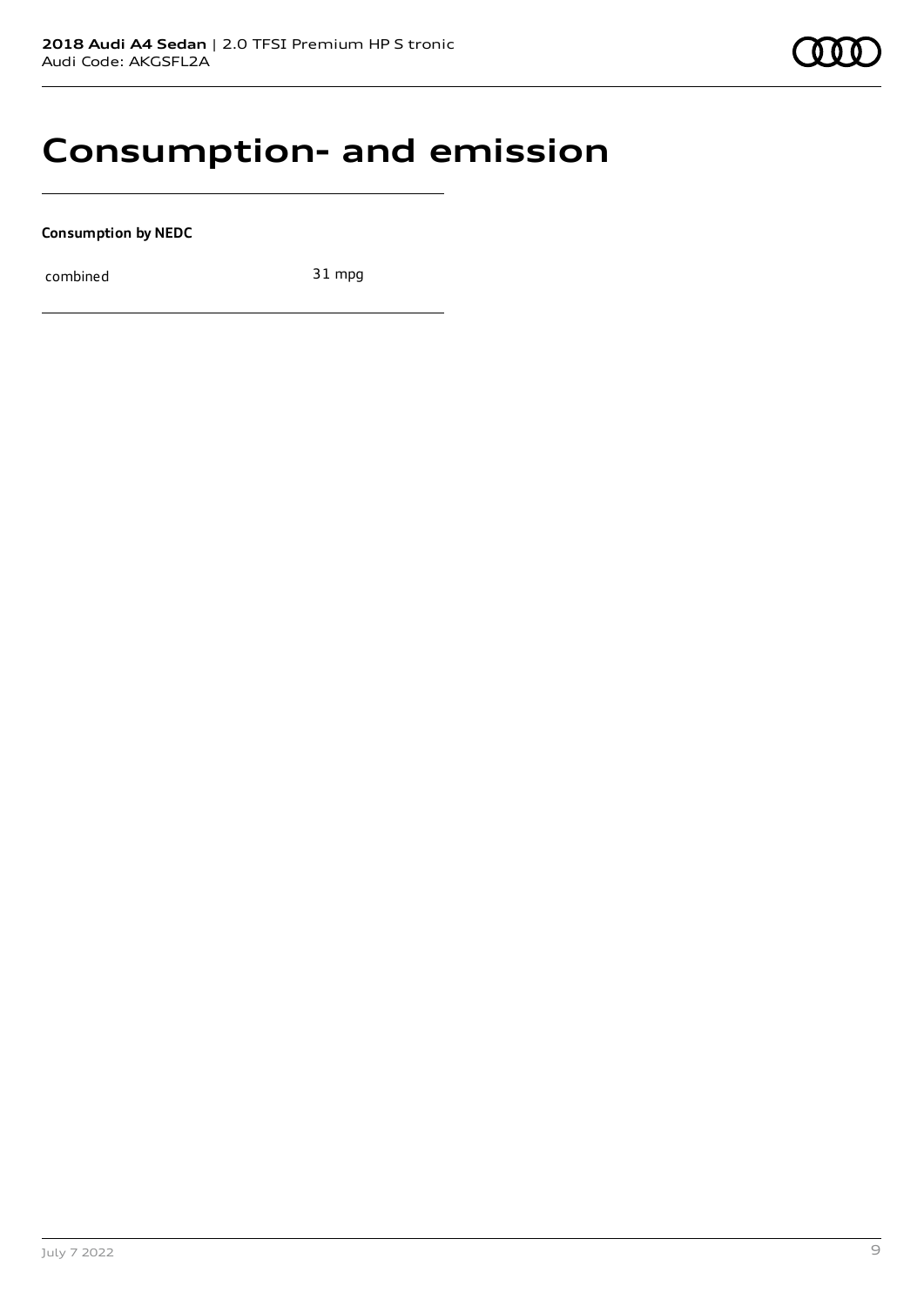# Consumption- and emission

**Consumption by NEDC**

| | |
|---|---|
| combined | 31 mpg |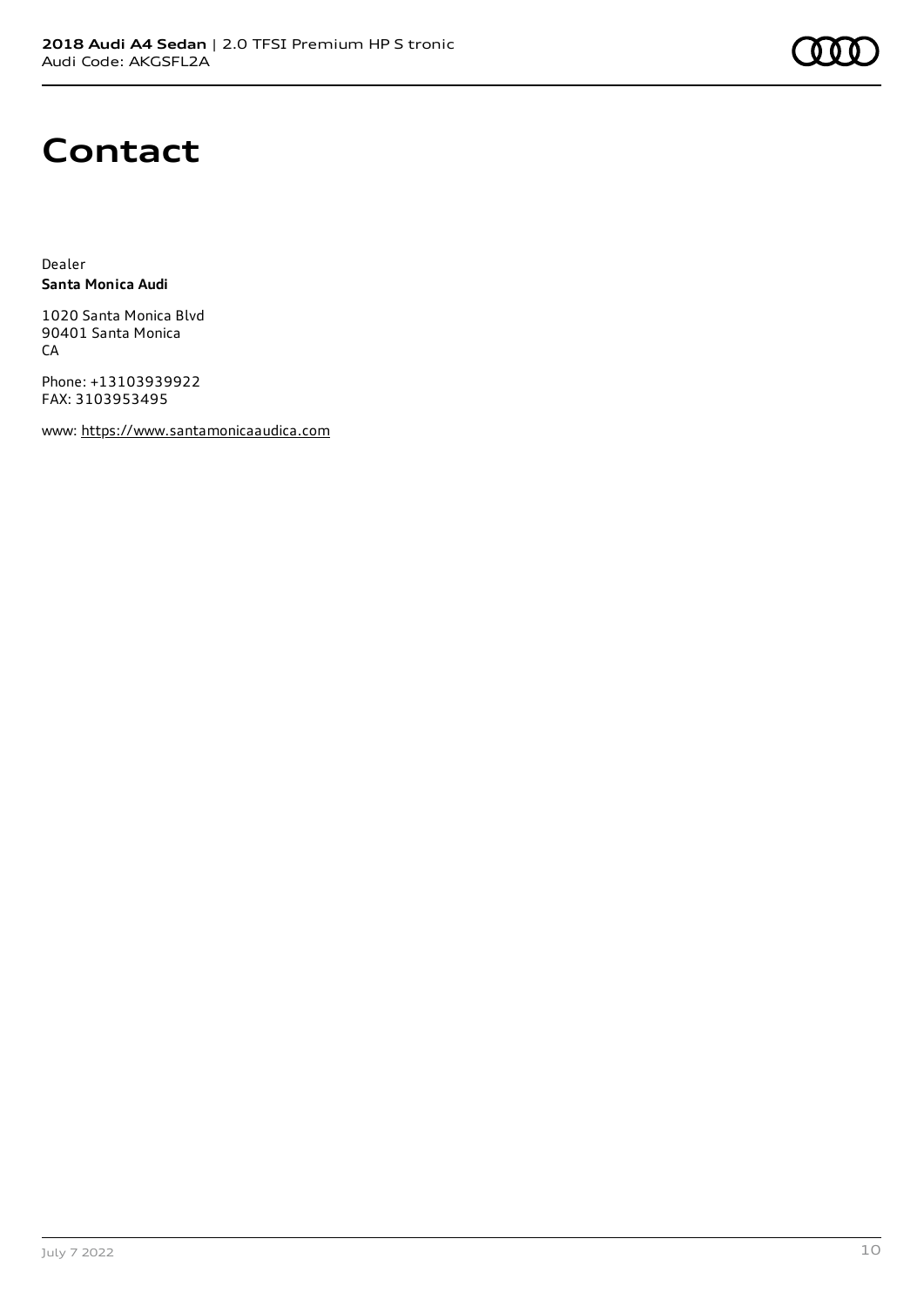# Contact

Dealer
**Santa Monica Audi**

1020 Santa Monica Blvd
90401 Santa Monica
CA

Phone: +13103939922
FAX: 3103953495

www: https://www.santamonicaaudica.com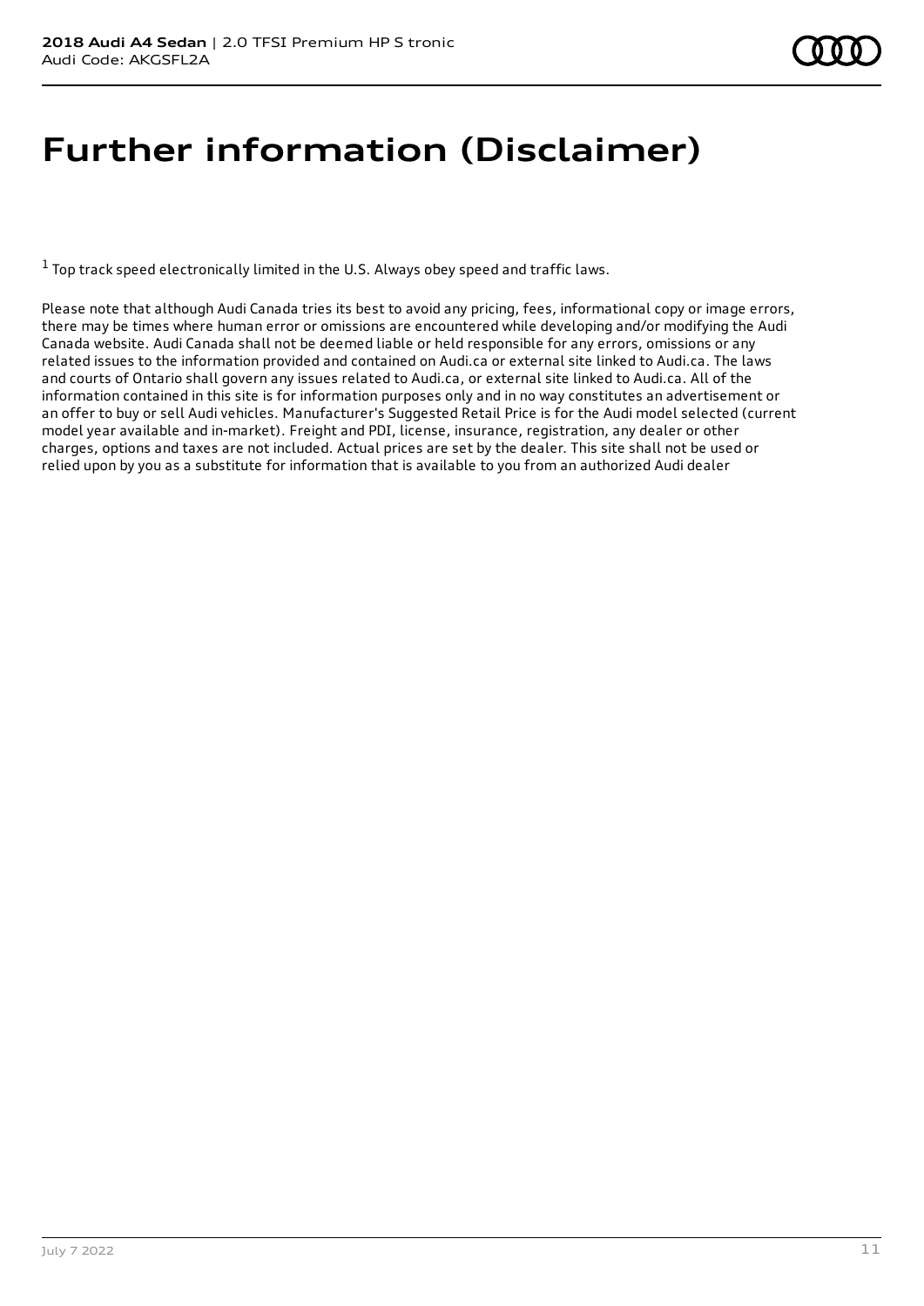# Further information (Disclaimer)

[1] Top track speed electronically limited in the U.S. Always obey speed and traffic laws.

Please note that although Audi Canada tries its best to avoid any pricing, fees, informational copy or image errors, there may be times where human error or omissions are encountered while developing and/or modifying the Audi Canada website. Audi Canada shall not be deemed liable or held responsible for any errors, omissions or any related issues to the information provided and contained on Audi.ca or external site linked to Audi.ca. The laws and courts of Ontario shall govern any issues related to Audi.ca, or external site linked to Audi.ca. All of the information contained in this site is for information purposes only and in no way constitutes an advertisement or an offer to buy or sell Audi vehicles. Manufacturer's Suggested Retail Price is for the Audi model selected (current model year available and in-market). Freight and PDI, license, insurance, registration, any dealer or other charges, options and taxes are not included. Actual prices are set by the dealer. This site shall not be used or relied upon by you as a substitute for information that is available to you from an authorized Audi dealer